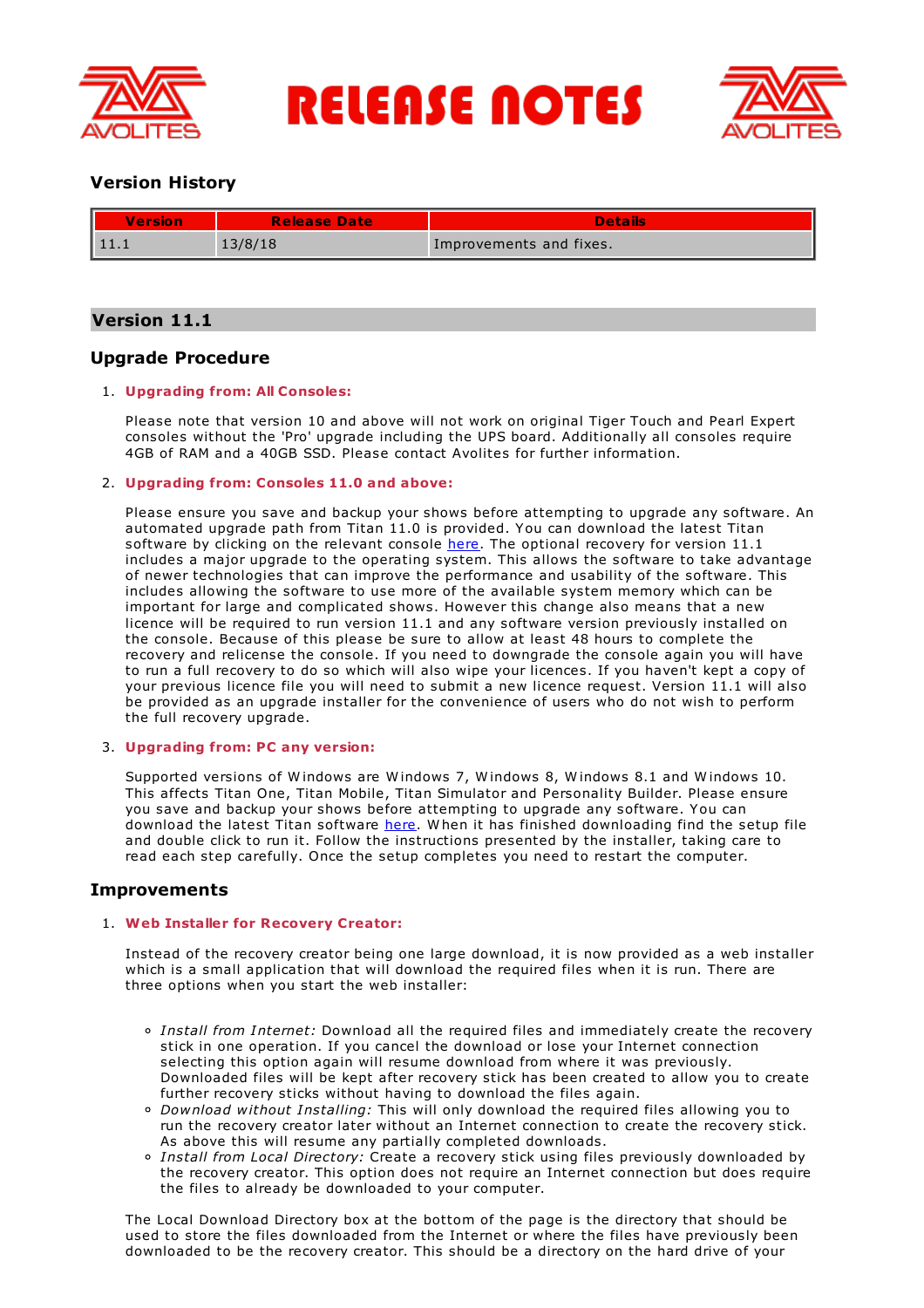# RELEASE NOTES

## Version History

| Version | Release Date | Details |
|---|---|---|
| 11.1 | 13/8/18 | Improvements and fixes. |

## Version 11.1

### Upgrade Procedure

1. **Upgrading from: All Consoles:**

   Please note that version 10 and above will not work on original Tiger Touch and Pearl Expert consoles without the 'Pro' upgrade including the UPS board. Additionally all consoles require 4GB of RAM and a 40GB SSD. Please contact Avolites for further information.

2. **Upgrading from: Consoles 11.0 and above:**

   Please ensure you save and backup your shows before attempting to upgrade any software. An automated upgrade path from Titan 11.0 is provided. You can download the latest Titan software by clicking on the relevant console here. The optional recovery for version 11.1 includes a major upgrade to the operating system. This allows the software to take advantage of newer technologies that can improve the performance and usability of the software. This includes allowing the software to use more of the available system memory which can be important for large and complicated shows. However this change also means that a new licence will be required to run version 11.1 and any software version previously installed on the console. Because of this please be sure to allow at least 48 hours to complete the recovery and relicense the console. If you need to downgrade the console again you will have to run a full recovery to do so which will also wipe your licences. If you haven't kept a copy of your previous licence file you will need to submit a new licence request. Version 11.1 will also be provided as an upgrade installer for the convenience of users who do not wish to perform the full recovery upgrade.

3. **Upgrading from: PC any version:**

   Supported versions of Windows are Windows 7, Windows 8, Windows 8.1 and Windows 10. This affects Titan One, Titan Mobile, Titan Simulator and Personality Builder. Please ensure you save and backup your shows before attempting to upgrade any software. You can download the latest Titan software here. When it has finished downloading find the setup file and double click to run it. Follow the instructions presented by the installer, taking care to read each step carefully. Once the setup completes you need to restart the computer.

### Improvements

1. **Web Installer for Recovery Creator:**

   Instead of the recovery creator being one large download, it is now provided as a web installer which is a small application that will download the required files when it is run. There are three options when you start the web installer:

   - *Install from Internet:* Download all the required files and immediately create the recovery stick in one operation. If you cancel the download or lose your Internet connection selecting this option again will resume download from where it was previously. Downloaded files will be kept after recovery stick has been created to allow you to create further recovery sticks without having to download the files again.
   - *Download without Installing:* This will only download the required files allowing you to run the recovery creator later without an Internet connection to create the recovery stick. As above this will resume any partially completed downloads.
   - *Install from Local Directory:* Create a recovery stick using files previously downloaded by the recovery creator. This option does not require an Internet connection but does require the files to already be downloaded to your computer.

   The Local Download Directory box at the bottom of the page is the directory that should be used to store the files downloaded from the Internet or where the files have previously been downloaded to be the recovery creator. This should be a directory on the hard drive of your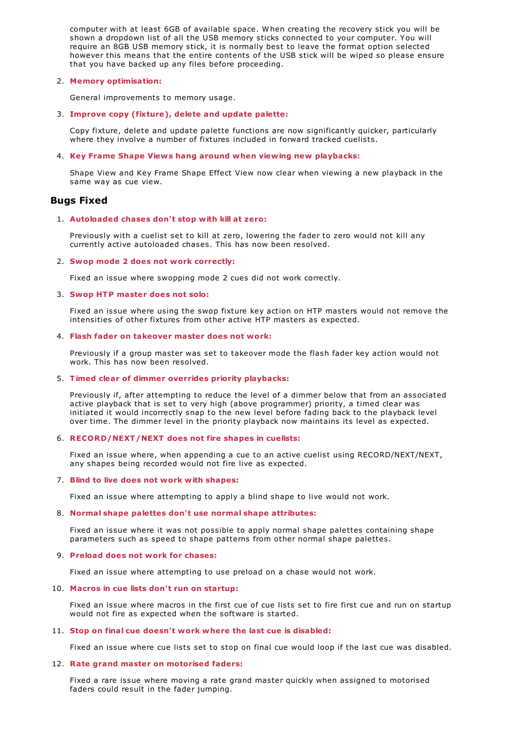computer with at least 6GB of available space. When creating the recovery stick you will be shown a dropdown list of all the USB memory sticks connected to your computer. You will require an 8GB USB memory stick, it is normally best to leave the format option selected however this means that the entire contents of the USB stick will be wiped so please ensure that you have backed up any files before proceeding.

2. **Memory optimisation:**

   General improvements to memory usage.

3. **Improve copy (fixture), delete and update palette:**

   Copy fixture, delete and update palette functions are now significantly quicker, particularly where they involve a number of fixtures included in forward tracked cuelists.

4. **Key Frame Shape Views hang around when viewing new playbacks:**

   Shape View and Key Frame Shape Effect View now clear when viewing a new playback in the same way as cue view.

## Bugs Fixed

1. **Autoloaded chases don't stop with kill at zero:**

   Previously with a cuelist set to kill at zero, lowering the fader to zero would not kill any currently active autoloaded chases. This has now been resolved.

2. **Swop mode 2 does not work correctly:**

   Fixed an issue where swopping mode 2 cues did not work correctly.

3. **Swop HTP master does not solo:**

   Fixed an issue where using the swop fixture key action on HTP masters would not remove the intensities of other fixtures from other active HTP masters as expected.

4. **Flash fader on takeover master does not work:**

   Previously if a group master was set to takeover mode the flash fader key action would not work. This has now been resolved.

5. **Timed clear of dimmer overrides priority playbacks:**

   Previously if, after attempting to reduce the level of a dimmer below that from an associated active playback that is set to very high (above programmer) priority, a timed clear was initiated it would incorrectly snap to the new level before fading back to the playback level over time. The dimmer level in the priority playback now maintains its level as expected.

6. **RECORD/NEXT/NEXT does not fire shapes in cuelists:**

   Fixed an issue where, when appending a cue to an active cuelist using RECORD/NEXT/NEXT, any shapes being recorded would not fire live as expected.

7. **Blind to live does not work with shapes:**

   Fixed an issue where attempting to apply a blind shape to live would not work.

8. **Normal shape palettes don't use normal shape attributes:**

   Fixed an issue where it was not possible to apply normal shape palettes containing shape parameters such as speed to shape patterns from other normal shape palettes.

9. **Preload does not work for chases:**

   Fixed an issue where attempting to use preload on a chase would not work.

10. **Macros in cue lists don't run on startup:**

    Fixed an issue where macros in the first cue of cue lists set to fire first cue and run on startup would not fire as expected when the software is started.

11. **Stop on final cue doesn't work where the last cue is disabled:**

    Fixed an issue where cue lists set to stop on final cue would loop if the last cue was disabled.

12. **Rate grand master on motorised faders:**

    Fixed a rare issue where moving a rate grand master quickly when assigned to motorised faders could result in the fader jumping.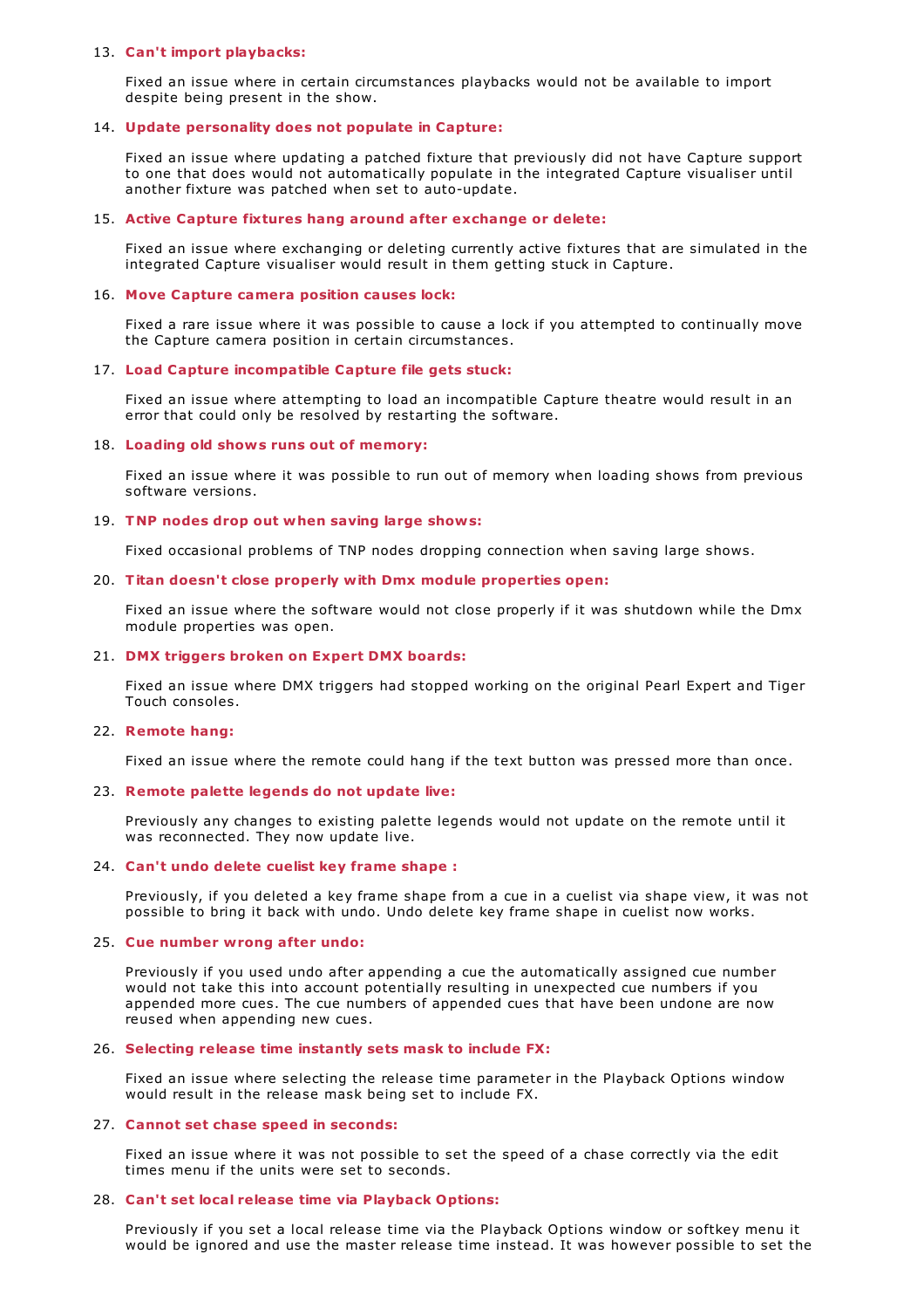13. **Can't import playbacks:**

    Fixed an issue where in certain circumstances playbacks would not be available to import despite being present in the show.

14. **Update personality does not populate in Capture:**

    Fixed an issue where updating a patched fixture that previously did not have Capture support to one that does would not automatically populate in the integrated Capture visualiser until another fixture was patched when set to auto-update.

15. **Active Capture fixtures hang around after exchange or delete:**

    Fixed an issue where exchanging or deleting currently active fixtures that are simulated in the integrated Capture visualiser would result in them getting stuck in Capture.

16. **Move Capture camera position causes lock:**

    Fixed a rare issue where it was possible to cause a lock if you attempted to continually move the Capture camera position in certain circumstances.

17. **Load Capture incompatible Capture file gets stuck:**

    Fixed an issue where attempting to load an incompatible Capture theatre would result in an error that could only be resolved by restarting the software.

18. **Loading old shows runs out of memory:**

    Fixed an issue where it was possible to run out of memory when loading shows from previous software versions.

19. **TNP nodes drop out when saving large shows:**

    Fixed occasional problems of TNP nodes dropping connection when saving large shows.

20. **Titan doesn't close properly with Dmx module properties open:**

    Fixed an issue where the software would not close properly if it was shutdown while the Dmx module properties was open.

21. **DMX triggers broken on Expert DMX boards:**

    Fixed an issue where DMX triggers had stopped working on the original Pearl Expert and Tiger Touch consoles.

22. **Remote hang:**

    Fixed an issue where the remote could hang if the text button was pressed more than once.

23. **Remote palette legends do not update live:**

    Previously any changes to existing palette legends would not update on the remote until it was reconnected. They now update live.

24. **Can't undo delete cuelist key frame shape :**

    Previously, if you deleted a key frame shape from a cue in a cuelist via shape view, it was not possible to bring it back with undo. Undo delete key frame shape in cuelist now works.

25. **Cue number wrong after undo:**

    Previously if you used undo after appending a cue the automatically assigned cue number would not take this into account potentially resulting in unexpected cue numbers if you appended more cues. The cue numbers of appended cues that have been undone are now reused when appending new cues.

26. **Selecting release time instantly sets mask to include FX:**

    Fixed an issue where selecting the release time parameter in the Playback Options window would result in the release mask being set to include FX.

27. **Cannot set chase speed in seconds:**

    Fixed an issue where it was not possible to set the speed of a chase correctly via the edit times menu if the units were set to seconds.

28. **Can't set local release time via Playback Options:**

    Previously if you set a local release time via the Playback Options window or softkey menu it would be ignored and use the master release time instead. It was however possible to set the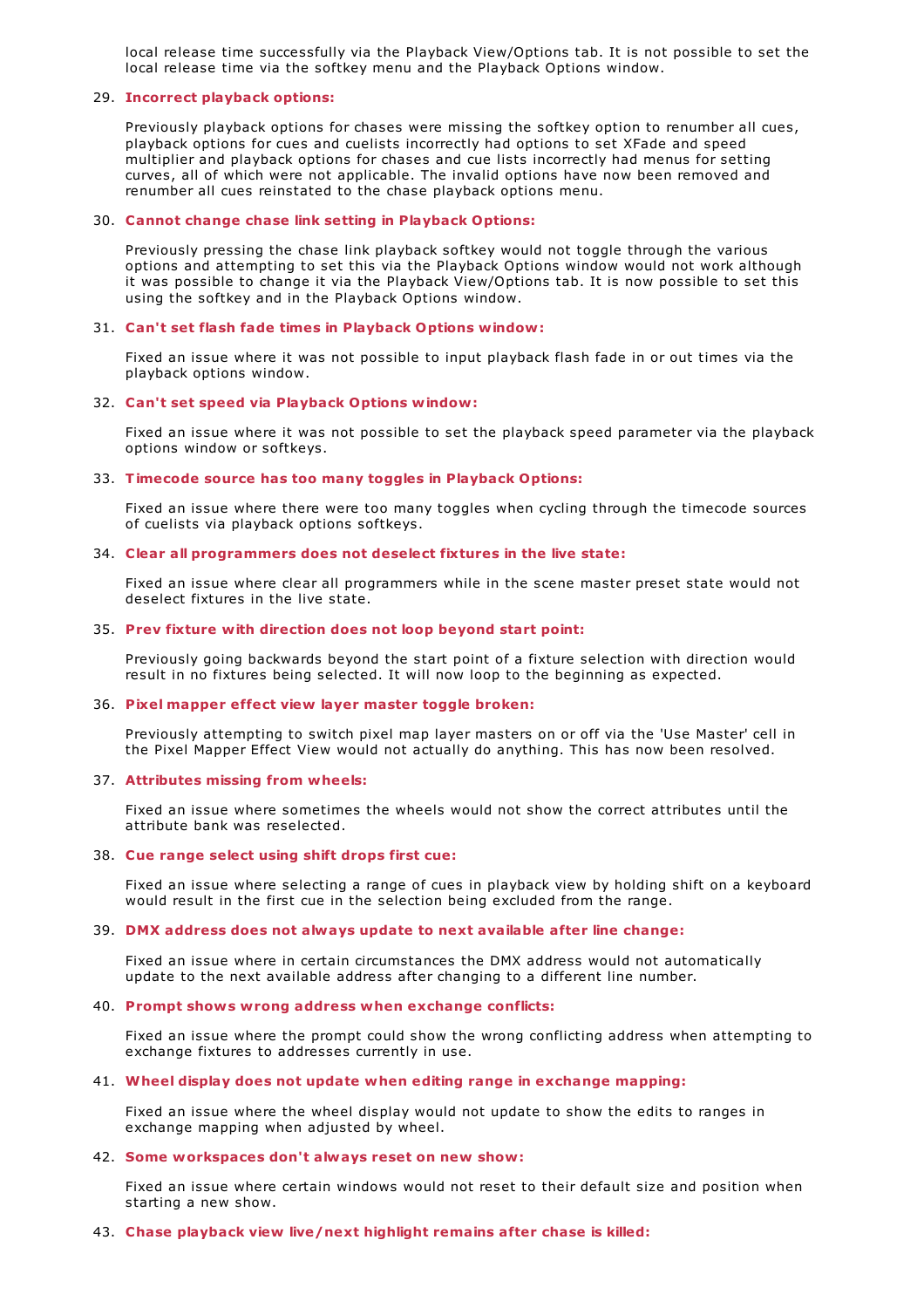local release time successfully via the Playback View/Options tab. It is not possible to set the local release time via the softkey menu and the Playback Options window.

29. **Incorrect playback options:**

    Previously playback options for chases were missing the softkey option to renumber all cues, playback options for cues and cuelists incorrectly had options to set XFade and speed multiplier and playback options for chases and cue lists incorrectly had menus for setting curves, all of which were not applicable. The invalid options have now been removed and renumber all cues reinstated to the chase playback options menu.

30. **Cannot change chase link setting in Playback Options:**

    Previously pressing the chase link playback softkey would not toggle through the various options and attempting to set this via the Playback Options window would not work although it was possible to change it via the Playback View/Options tab. It is now possible to set this using the softkey and in the Playback Options window.

31. **Can't set flash fade times in Playback Options window:**

    Fixed an issue where it was not possible to input playback flash fade in or out times via the playback options window.

32. **Can't set speed via Playback Options window:**

    Fixed an issue where it was not possible to set the playback speed parameter via the playback options window or softkeys.

33. **Timecode source has too many toggles in Playback Options:**

    Fixed an issue where there were too many toggles when cycling through the timecode sources of cuelists via playback options softkeys.

34. **Clear all programmers does not deselect fixtures in the live state:**

    Fixed an issue where clear all programmers while in the scene master preset state would not deselect fixtures in the live state.

35. **Prev fixture with direction does not loop beyond start point:**

    Previously going backwards beyond the start point of a fixture selection with direction would result in no fixtures being selected. It will now loop to the beginning as expected.

36. **Pixel mapper effect view layer master toggle broken:**

    Previously attempting to switch pixel map layer masters on or off via the 'Use Master' cell in the Pixel Mapper Effect View would not actually do anything. This has now been resolved.

37. **Attributes missing from wheels:**

    Fixed an issue where sometimes the wheels would not show the correct attributes until the attribute bank was reselected.

38. **Cue range select using shift drops first cue:**

    Fixed an issue where selecting a range of cues in playback view by holding shift on a keyboard would result in the first cue in the selection being excluded from the range.

39. **DMX address does not always update to next available after line change:**

    Fixed an issue where in certain circumstances the DMX address would not automatically update to the next available address after changing to a different line number.

40. **Prompt shows wrong address when exchange conflicts:**

    Fixed an issue where the prompt could show the wrong conflicting address when attempting to exchange fixtures to addresses currently in use.

41. **Wheel display does not update when editing range in exchange mapping:**

    Fixed an issue where the wheel display would not update to show the edits to ranges in exchange mapping when adjusted by wheel.

42. **Some workspaces don't always reset on new show:**

    Fixed an issue where certain windows would not reset to their default size and position when starting a new show.

43. **Chase playback view live/next highlight remains after chase is killed:**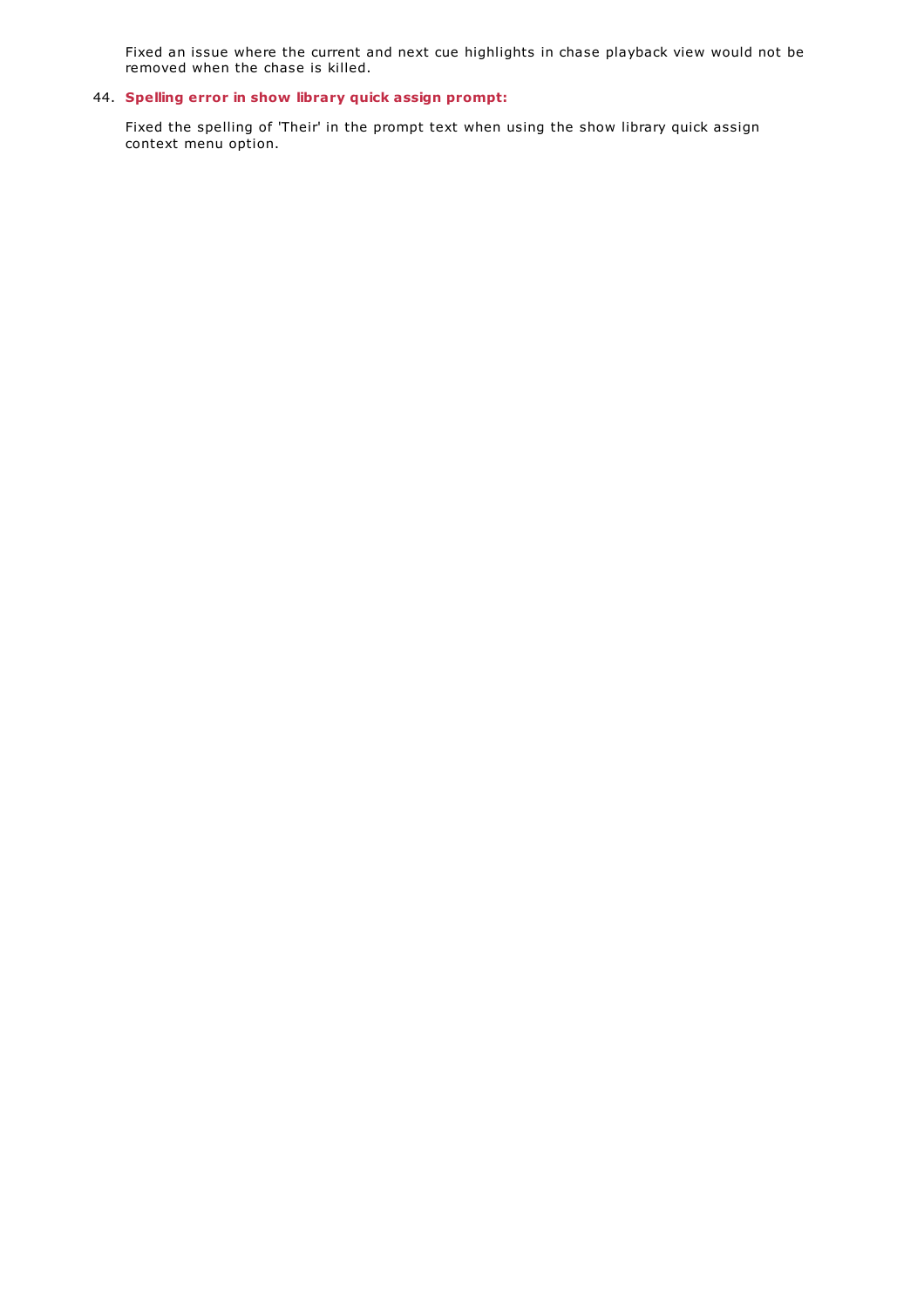Fixed an issue where the current and next cue highlights in chase playback view would not be removed when the chase is killed.

44. **Spelling error in show library quick assign prompt:**

    Fixed the spelling of 'Their' in the prompt text when using the show library quick assign context menu option.